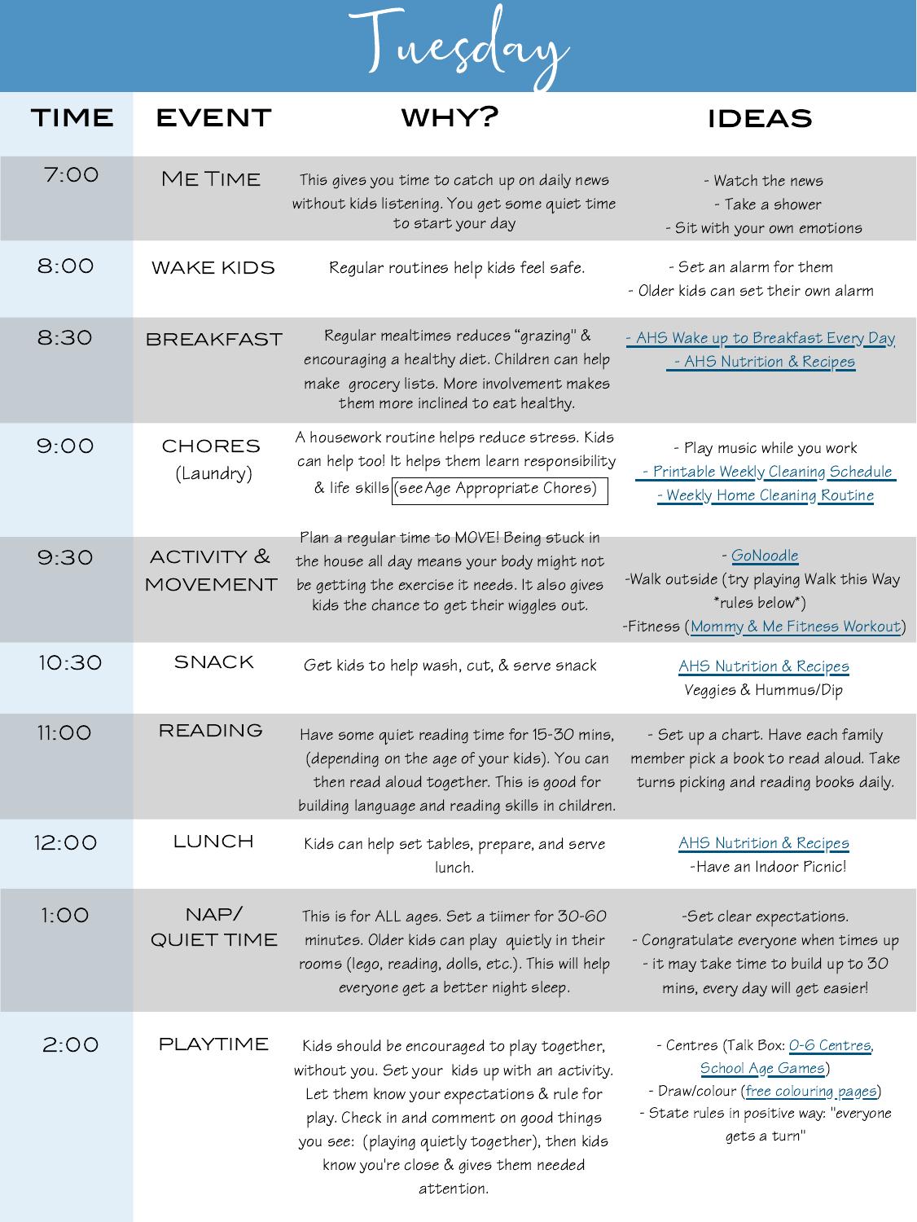# Tuesday

| TIME | EVENT | WHY? | IDEAS |
|---|---|---|---|
| 7:00 | ME TIME | This gives you time to catch up on daily news without kids listening. You get some quiet time to start your day | - Watch the news<br>- Take a shower<br>- Sit with your own emotions |
| 8:00 | WAKE KIDS | Regular routines help kids feel safe. | - Set an alarm for them<br>- Older kids can set their own alarm |
| 8:30 | BREAKFAST | Regular mealtimes reduces "grazing" & encouraging a healthy diet. Children can help make grocery lists. More involvement makes them more inclined to eat healthy. | - AHS Wake up to Breakfast Every Day<br>- AHS Nutrition & Recipes |
| 9:00 | CHORES (Laundry) | A housework routine helps reduce stress. Kids can help too! It helps them learn responsibility & life skills (see Age Appropriate Chores) | - Play music while you work<br>- Printable Weekly Cleaning Schedule<br>- Weekly Home Cleaning Routine |
| 9:30 | ACTIVITY & MOVEMENT | Plan a regular time to MOVE! Being stuck in the house all day means your body might not be getting the exercise it needs. It also gives kids the chance to get their wiggles out. | - GoNoodle<br>-Walk outside (try playing Walk this Way *rules below*)<br>-Fitness (Mommy & Me Fitness Workout) |
| 10:30 | SNACK | Get kids to help wash, cut, & serve snack | AHS Nutrition & Recipes<br>Veggies & Hummus/Dip |
| 11:00 | READING | Have some quiet reading time for 15-30 mins, (depending on the age of your kids). You can then read aloud together. This is good for building language and reading skills in children. | - Set up a chart. Have each family member pick a book to read aloud. Take turns picking and reading books daily. |
| 12:00 | LUNCH | Kids can help set tables, prepare, and serve lunch. | AHS Nutrition & Recipes<br>-Have an Indoor Picnic! |
| 1:00 | NAP/ QUIET TIME | This is for ALL ages. Set a tiimer for 30-60 minutes. Older kids can play quietly in their rooms (lego, reading, dolls, etc.). This will help everyone get a better night sleep. | -Set clear expectations.<br>- Congratulate everyone when times up<br>- it may take time to build up to 30 mins, every day will get easier! |
| 2:00 | PLAYTIME | Kids should be encouraged to play together, without you. Set your kids up with an activity. Let them know your expectations & rule for play. Check in and comment on good things you see: (playing quietly together), then kids know you're close & gives them needed attention. | - Centres (Talk Box: 0-6 Centres, School Age Games)<br>- Draw/colour (free colouring pages)<br>- State rules in positive way: "everyone gets a turn" |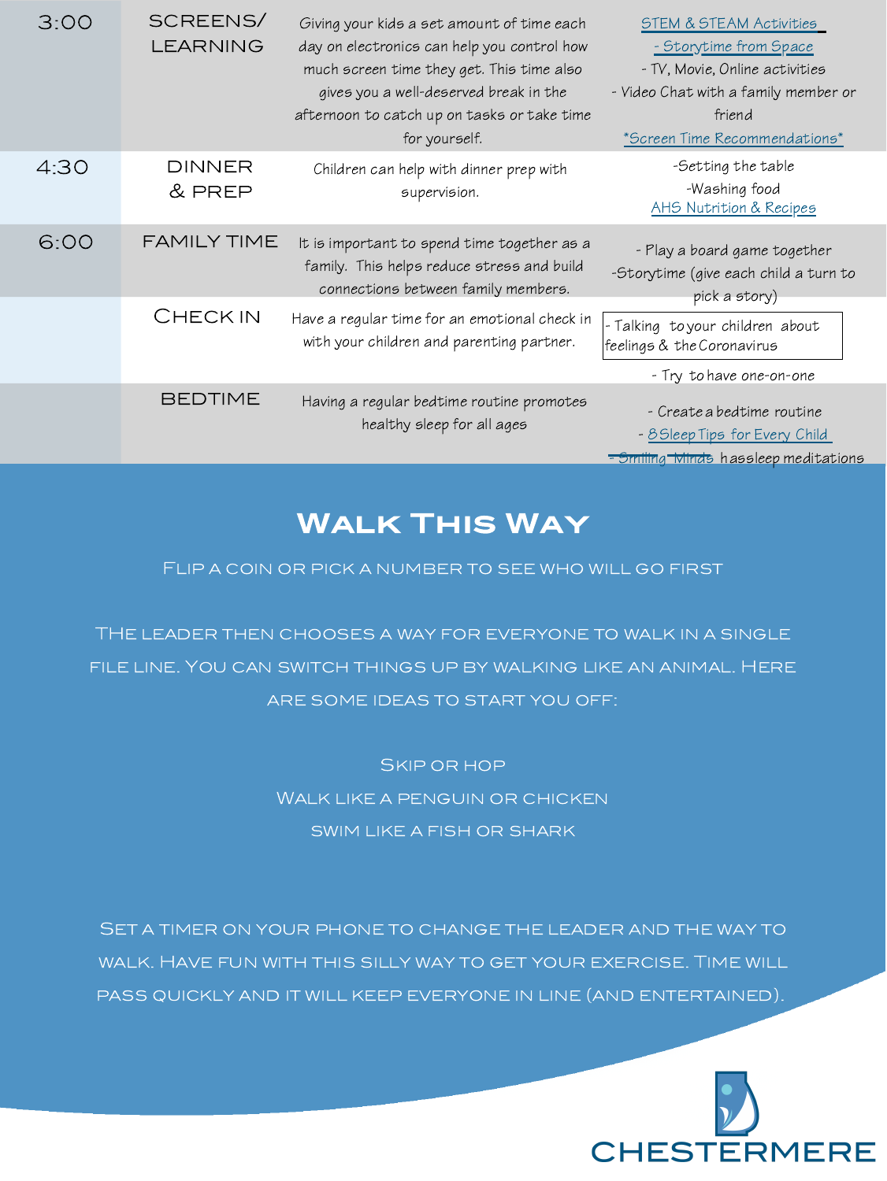| | | | |
|---|---|---|---|
| 3:00 | SCREENS/ LEARNING | Giving your kids a set amount of time each day on electronics can help you control how much screen time they get. This time also gives you a well-deserved break in the afternoon to catch up on tasks or take time for yourself. | STEM & STEAM Activities<br>- Storytime from Space<br>- TV, Movie, Online activities<br>- Video Chat with a family member or friend<br>*Screen Time Recommendations* |
| 4:30 | DINNER & PREP | Children can help with dinner prep with supervision. | -Setting the table<br>-Washing food<br>AHS Nutrition & Recipes |
| 6:00 | FAMILY TIME | It is important to spend time together as a family. This helps reduce stress and build connections between family members. | - Play a board game together<br>-Storytime (give each child a turn to pick a story) |
| | CHECK IN | Have a regular time for an emotional check in with your children and parenting partner. | - Talking to your children about feelings & the Coronavirus<br>- Try to have one-on-one |
| | BEDTIME | Having a regular bedtime routine promotes healthy sleep for all ages | - Create a bedtime routine<br>- 8 Sleep Tips for Every Child<br>~~- Smiling Minds~~ has sleep meditations |

# Walk This Way

Flip a coin or pick a number to see who will go first

The leader then chooses a way for everyone to walk in a single file line. You can switch things up by walking like an animal. Here are some ideas to start you off:

Skip or hop

Walk like a penguin or chicken

Swim like a fish or shark

Set a timer on your phone to change the leader and the way to walk. Have fun with this silly way to get your exercise. Time will pass quickly and it will keep everyone in line (and entertained).

CHESTERMERE